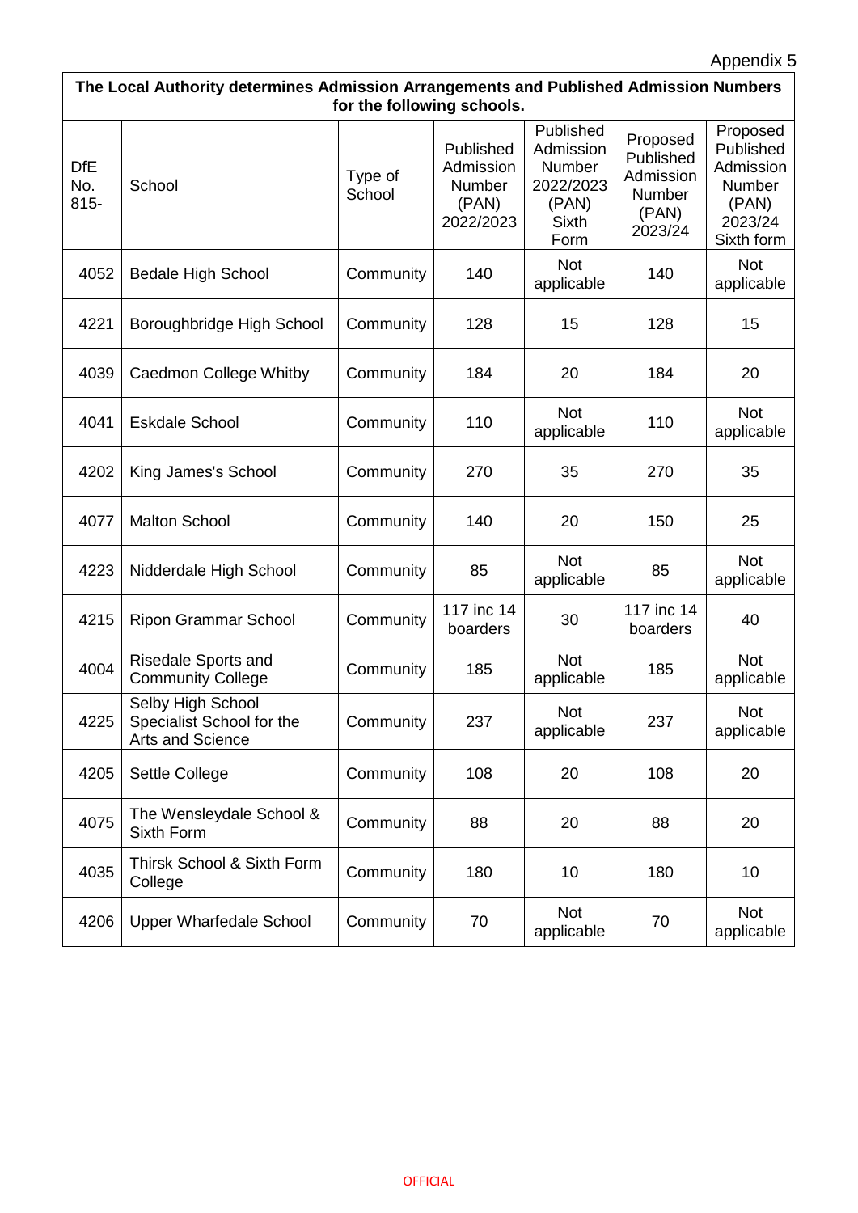Appendix 5

| The Local Authority determines Admission Arrangements and Published Admission Numbers for the following schools. | | | | | | |
|---|---|---|---|---|---|---|
| DfE No. 815- | School | Type of School | Published Admission Number (PAN) 2022/2023 | Published Admission Number 2022/2023 (PAN) Sixth Form | Proposed Published Admission Number (PAN) 2023/24 | Proposed Published Admission Number (PAN) 2023/24 Sixth form |
| 4052 | Bedale High School | Community | 140 | Not applicable | 140 | Not applicable |
| 4221 | Boroughbridge High School | Community | 128 | 15 | 128 | 15 |
| 4039 | Caedmon College Whitby | Community | 184 | 20 | 184 | 20 |
| 4041 | Eskdale School | Community | 110 | Not applicable | 110 | Not applicable |
| 4202 | King James's School | Community | 270 | 35 | 270 | 35 |
| 4077 | Malton School | Community | 140 | 20 | 150 | 25 |
| 4223 | Nidderdale High School | Community | 85 | Not applicable | 85 | Not applicable |
| 4215 | Ripon Grammar School | Community | 117 inc 14 boarders | 30 | 117 inc 14 boarders | 40 |
| 4004 | Risedale Sports and Community College | Community | 185 | Not applicable | 185 | Not applicable |
| 4225 | Selby High School Specialist School for the Arts and Science | Community | 237 | Not applicable | 237 | Not applicable |
| 4205 | Settle College | Community | 108 | 20 | 108 | 20 |
| 4075 | The Wensleydale School & Sixth Form | Community | 88 | 20 | 88 | 20 |
| 4035 | Thirsk School & Sixth Form College | Community | 180 | 10 | 180 | 10 |
| 4206 | Upper Wharfedale School | Community | 70 | Not applicable | 70 | Not applicable |

OFFICIAL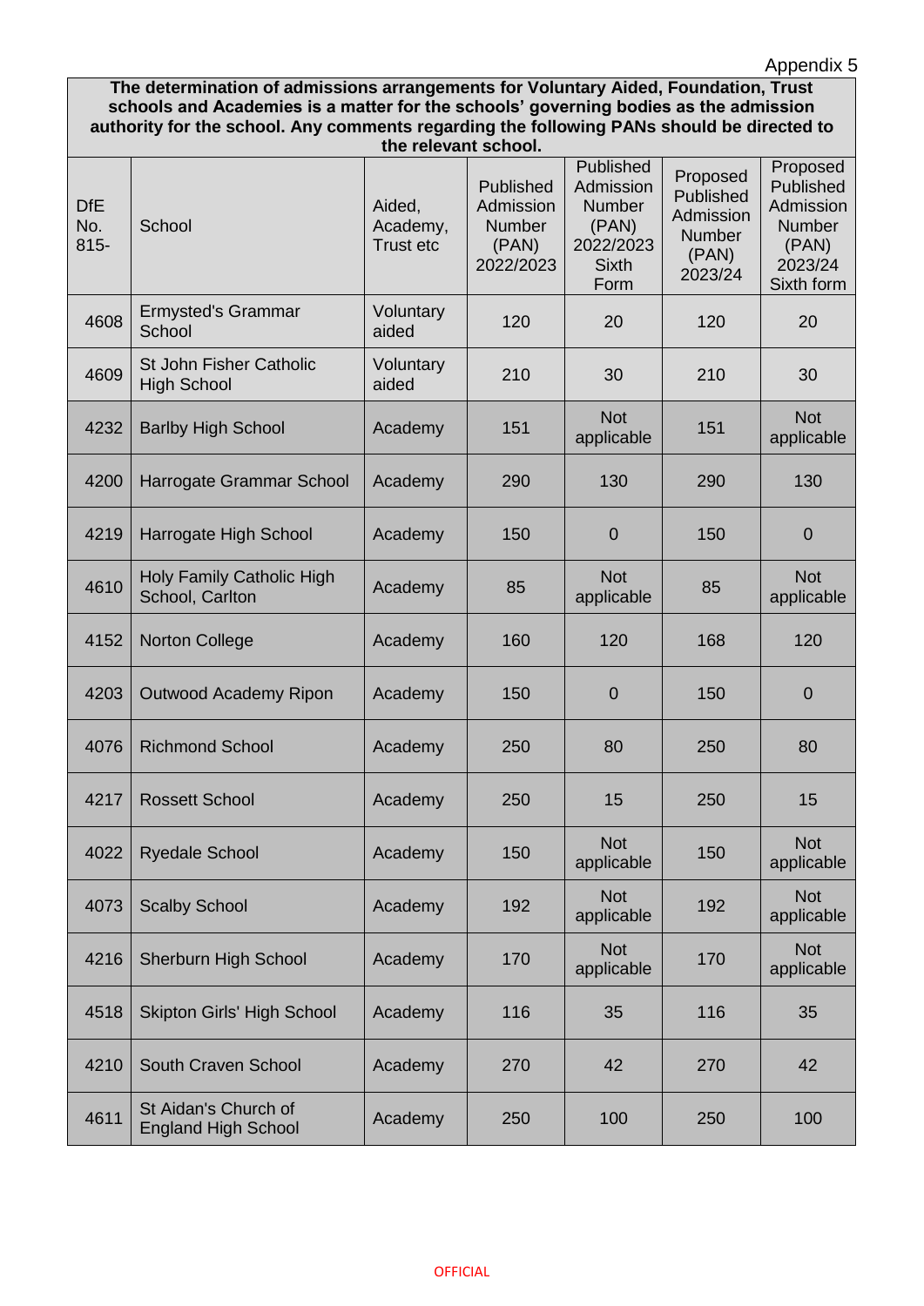Appendix 5

| The determination of admissions arrangements for Voluntary Aided, Foundation, Trust schools and Academies is a matter for the schools' governing bodies as the admission authority for the school. Any comments regarding the following PANs should be directed to the relevant school. | | | | | | |
|---|---|---|---|---|---|---|
| DfE No. 815- | School | Aided, Academy, Trust etc | Published Admission Number (PAN) 2022/2023 | Published Admission Number (PAN) 2022/2023 Sixth Form | Proposed Published Admission Number (PAN) 2023/24 | Proposed Published Admission Number (PAN) 2023/24 Sixth form |
| 4608 | Ermysted's Grammar School | Voluntary aided | 120 | 20 | 120 | 20 |
| 4609 | St John Fisher Catholic High School | Voluntary aided | 210 | 30 | 210 | 30 |
| 4232 | Barlby High School | Academy | 151 | Not applicable | 151 | Not applicable |
| 4200 | Harrogate Grammar School | Academy | 290 | 130 | 290 | 130 |
| 4219 | Harrogate High School | Academy | 150 | 0 | 150 | 0 |
| 4610 | Holy Family Catholic High School, Carlton | Academy | 85 | Not applicable | 85 | Not applicable |
| 4152 | Norton College | Academy | 160 | 120 | 168 | 120 |
| 4203 | Outwood Academy Ripon | Academy | 150 | 0 | 150 | 0 |
| 4076 | Richmond School | Academy | 250 | 80 | 250 | 80 |
| 4217 | Rossett School | Academy | 250 | 15 | 250 | 15 |
| 4022 | Ryedale School | Academy | 150 | Not applicable | 150 | Not applicable |
| 4073 | Scalby School | Academy | 192 | Not applicable | 192 | Not applicable |
| 4216 | Sherburn High School | Academy | 170 | Not applicable | 170 | Not applicable |
| 4518 | Skipton Girls' High School | Academy | 116 | 35 | 116 | 35 |
| 4210 | South Craven School | Academy | 270 | 42 | 270 | 42 |
| 4611 | St Aidan's Church of England High School | Academy | 250 | 100 | 250 | 100 |

OFFICIAL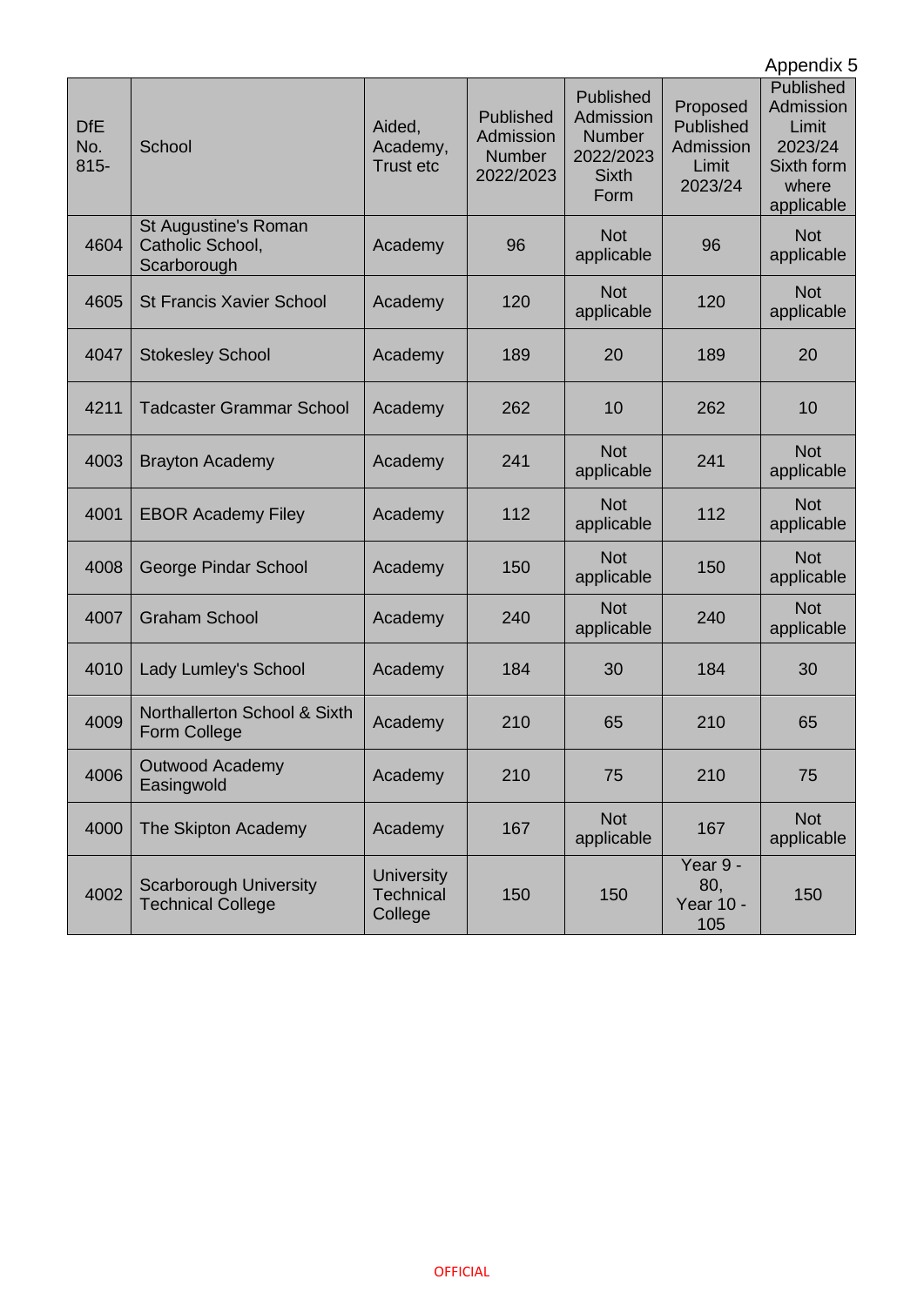Appendix 5

| DfE No. 815- | School | Aided, Academy, Trust etc | Published Admission Number 2022/2023 | Published Admission Number 2022/2023 Sixth Form | Proposed Published Admission Limit 2023/24 | Published Admission Limit 2023/24 Sixth form where applicable |
|---|---|---|---|---|---|---|
| 4604 | St Augustine's Roman Catholic School, Scarborough | Academy | 96 | Not applicable | 96 | Not applicable |
| 4605 | St Francis Xavier School | Academy | 120 | Not applicable | 120 | Not applicable |
| 4047 | Stokesley School | Academy | 189 | 20 | 189 | 20 |
| 4211 | Tadcaster Grammar School | Academy | 262 | 10 | 262 | 10 |
| 4003 | Brayton Academy | Academy | 241 | Not applicable | 241 | Not applicable |
| 4001 | EBOR Academy Filey | Academy | 112 | Not applicable | 112 | Not applicable |
| 4008 | George Pindar School | Academy | 150 | Not applicable | 150 | Not applicable |
| 4007 | Graham School | Academy | 240 | Not applicable | 240 | Not applicable |
| 4010 | Lady Lumley's School | Academy | 184 | 30 | 184 | 30 |
| 4009 | Northallerton School & Sixth Form College | Academy | 210 | 65 | 210 | 65 |
| 4006 | Outwood Academy Easingwold | Academy | 210 | 75 | 210 | 75 |
| 4000 | The Skipton Academy | Academy | 167 | Not applicable | 167 | Not applicable |
| 4002 | Scarborough University Technical College | University Technical College | 150 | 150 | Year 9 - 80, Year 10 - 105 | 150 |

OFFICIAL